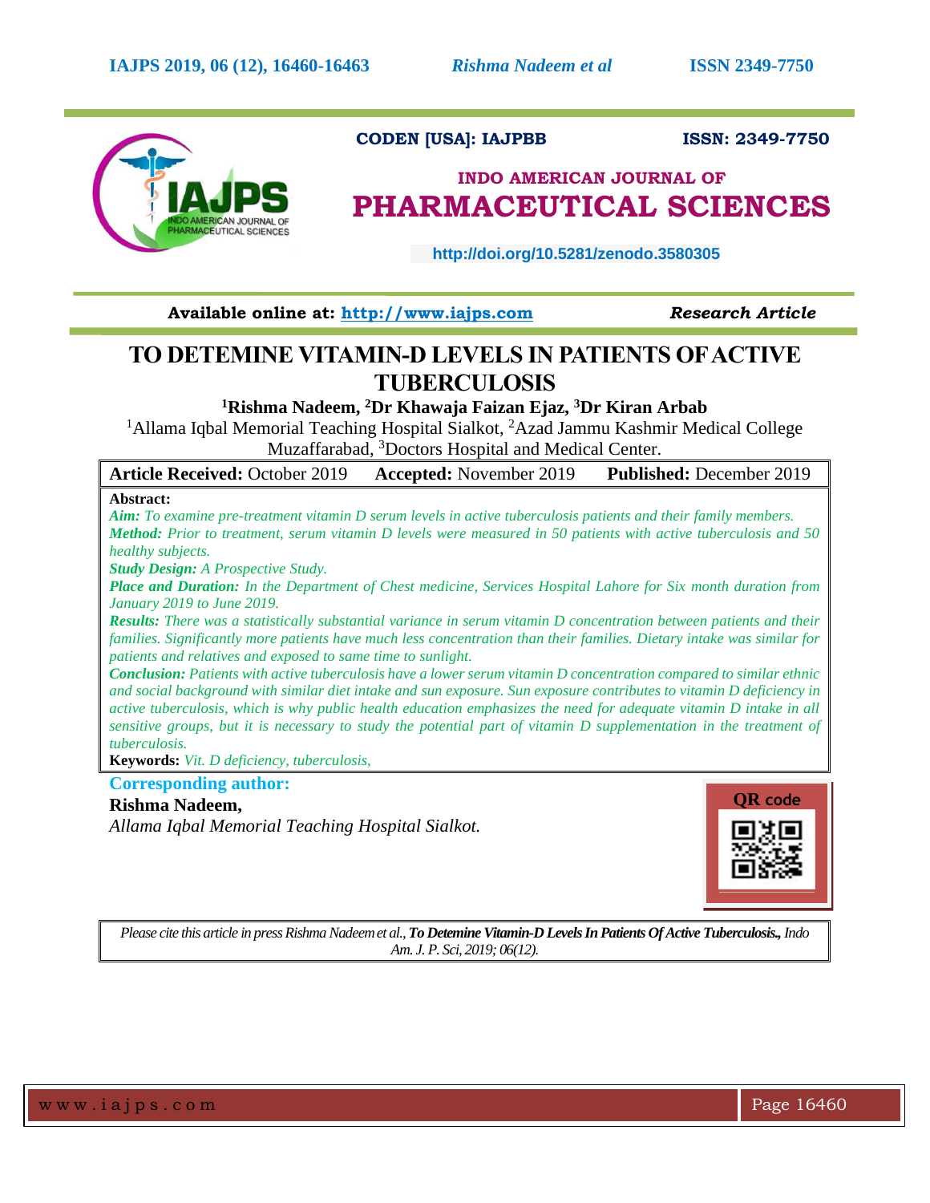CODEN [USA]: IAJPBB ISSN: 2349-7750

**INDO AMERICAN JOURNAL OF**
**PHARMACEUTICAL SCIENCES**

http://doi.org/10.5281/zenodo.3580305

**Available online at: http://www.iajps.com** ***Research Article***

# TO DETEMINE VITAMIN-D LEVELS IN PATIENTS OF ACTIVE TUBERCULOSIS

**[1]Rishma Nadeem, [2]Dr Khawaja Faizan Ejaz, [3]Dr Kiran Arbab**

[1]Allama Iqbal Memorial Teaching Hospital Sialkot, [2]Azad Jammu Kashmir Medical College Muzaffarabad, [3]Doctors Hospital and Medical Center.

**Article Received:** October 2019 **Accepted:** November 2019 **Published:** December 2019

**Abstract:**

***Aim:*** *To examine pre-treatment vitamin D serum levels in active tuberculosis patients and their family members.*

***Method:*** *Prior to treatment, serum vitamin D levels were measured in 50 patients with active tuberculosis and 50 healthy subjects.*

***Study Design:*** *A Prospective Study.*

***Place and Duration:*** *In the Department of Chest medicine, Services Hospital Lahore for Six month duration from January 2019 to June 2019.*

***Results:*** *There was a statistically substantial variance in serum vitamin D concentration between patients and their families. Significantly more patients have much less concentration than their families. Dietary intake was similar for patients and relatives and exposed to same time to sunlight.*

***Conclusion:*** *Patients with active tuberculosis have a lower serum vitamin D concentration compared to similar ethnic and social background with similar diet intake and sun exposure. Sun exposure contributes to vitamin D deficiency in active tuberculosis, which is why public health education emphasizes the need for adequate vitamin D intake in all sensitive groups, but it is necessary to study the potential part of vitamin D supplementation in the treatment of tuberculosis.*

**Keywords:** *Vit. D deficiency, tuberculosis,*

**Corresponding author:**

**Rishma Nadeem,**

*Allama Iqbal Memorial Teaching Hospital Sialkot.*

QR code

*Please cite this article in press Rishma Nadeem et al.,* ***To Detemine Vitamin-D Levels In Patients Of Active Tuberculosis.,*** *Indo Am. J. P. Sci, 2019; 06(12).*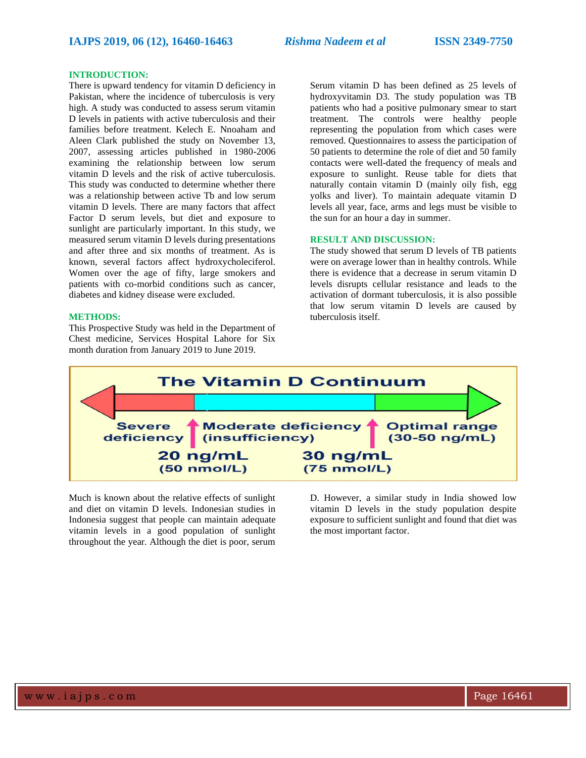## INTRODUCTION:

There is upward tendency for vitamin D deficiency in Pakistan, where the incidence of tuberculosis is very high. A study was conducted to assess serum vitamin D levels in patients with active tuberculosis and their families before treatment. Kelech E. Nnoaham and Aleen Clark published the study on November 13, 2007, assessing articles published in 1980-2006 examining the relationship between low serum vitamin D levels and the risk of active tuberculosis. This study was conducted to determine whether there was a relationship between active Tb and low serum vitamin D levels. There are many factors that affect Factor D serum levels, but diet and exposure to sunlight are particularly important. In this study, we measured serum vitamin D levels during presentations and after three and six months of treatment. As is known, several factors affect hydroxycholeciferol. Women over the age of fifty, large smokers and patients with co-morbid conditions such as cancer, diabetes and kidney disease were excluded.

## METHODS:

This Prospective Study was held in the Department of Chest medicine, Services Hospital Lahore for Six month duration from January 2019 to June 2019.

Serum vitamin D has been defined as 25 levels of hydroxyvitamin D3. The study population was TB patients who had a positive pulmonary smear to start treatment. The controls were healthy people representing the population from which cases were removed. Questionnaires to assess the participation of 50 patients to determine the role of diet and 50 family contacts were well-dated the frequency of meals and exposure to sunlight. Reuse table for diets that naturally contain vitamin D (mainly oily fish, egg yolks and liver). To maintain adequate vitamin D levels all year, face, arms and legs must be visible to the sun for an hour a day in summer.

## RESULT AND DISCUSSION:

The study showed that serum D levels of TB patients were on average lower than in healthy controls. While there is evidence that a decrease in serum vitamin D levels disrupts cellular resistance and leads to the activation of dormant tuberculosis, it is also possible that low serum vitamin D levels are caused by tuberculosis itself.

**The Vitamin D Continuum**

Severe deficiency | 20 ng/mL (50 nmol/L) | Moderate deficiency (insufficiency) | 30 ng/mL (75 nmol/L) | Optimal range (30-50 ng/mL)

Much is known about the relative effects of sunlight and diet on vitamin D levels. Indonesian studies in Indonesia suggest that people can maintain adequate vitamin levels in a good population of sunlight throughout the year. Although the diet is poor, serum D. However, a similar study in India showed low vitamin D levels in the study population despite exposure to sufficient sunlight and found that diet was the most important factor.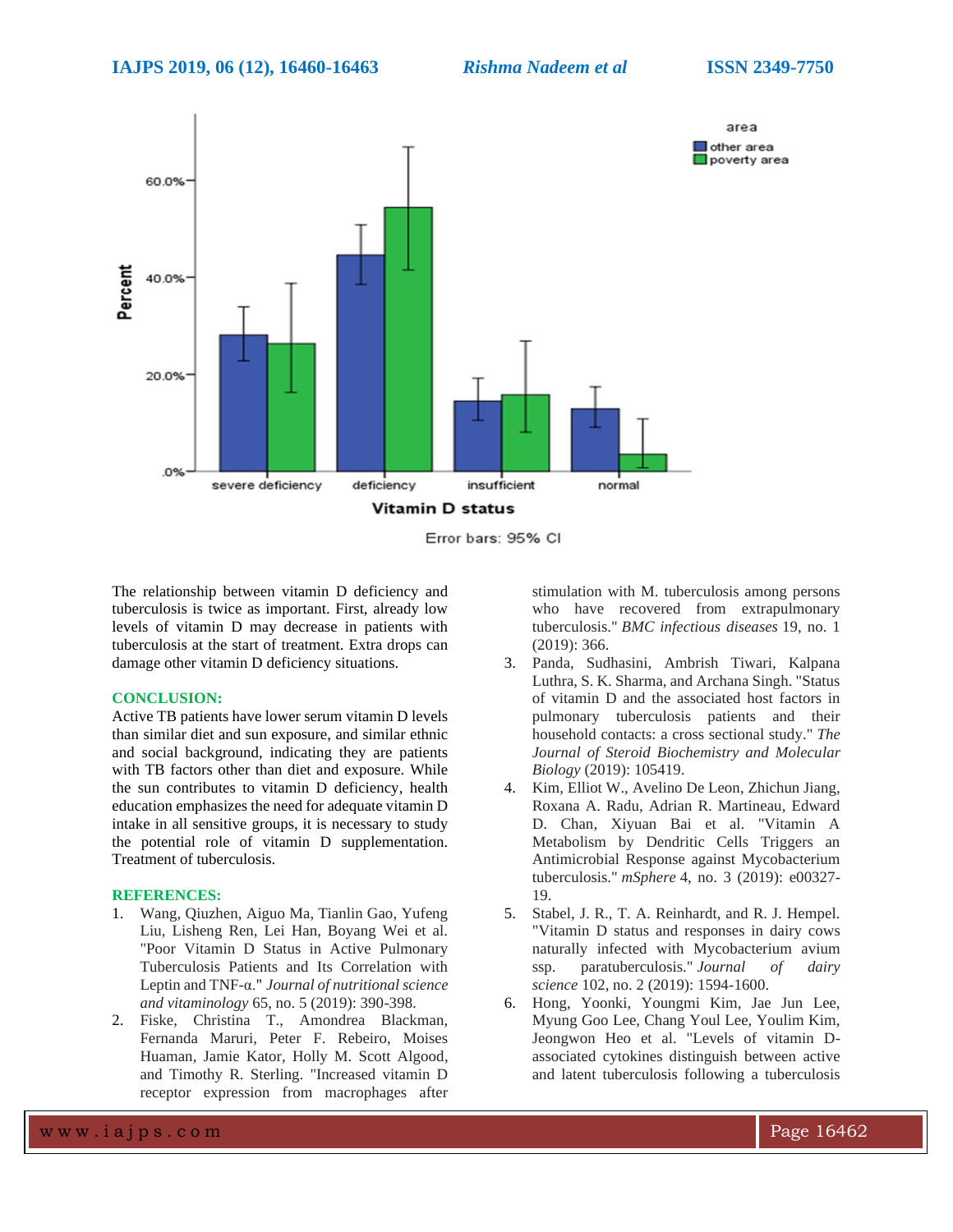The relationship between vitamin D deficiency and tuberculosis is twice as important. First, already low levels of vitamin D may decrease in patients with tuberculosis at the start of treatment. Extra drops can damage other vitamin D deficiency situations.

## CONCLUSION:

Active TB patients have lower serum vitamin D levels than similar diet and sun exposure, and similar ethnic and social background, indicating they are patients with TB factors other than diet and exposure. While the sun contributes to vitamin D deficiency, health education emphasizes the need for adequate vitamin D intake in all sensitive groups, it is necessary to study the potential role of vitamin D supplementation. Treatment of tuberculosis.

## REFERENCES:

1. Wang, Qiuzhen, Aiguo Ma, Tianlin Gao, Yufeng Liu, Lisheng Ren, Lei Han, Boyang Wei et al. "Poor Vitamin D Status in Active Pulmonary Tuberculosis Patients and Its Correlation with Leptin and TNF-α." *Journal of nutritional science and vitaminology* 65, no. 5 (2019): 390-398.
2. Fiske, Christina T., Amondrea Blackman, Fernanda Maruri, Peter F. Rebeiro, Moises Huaman, Jamie Kator, Holly M. Scott Algood, and Timothy R. Sterling. "Increased vitamin D receptor expression from macrophages after stimulation with M. tuberculosis among persons who have recovered from extrapulmonary tuberculosis." *BMC infectious diseases* 19, no. 1 (2019): 366.
3. Panda, Sudhasini, Ambrish Tiwari, Kalpana Luthra, S. K. Sharma, and Archana Singh. "Status of vitamin D and the associated host factors in pulmonary tuberculosis patients and their household contacts: a cross sectional study." *The Journal of Steroid Biochemistry and Molecular Biology* (2019): 105419.
4. Kim, Elliot W., Avelino De Leon, Zhichun Jiang, Roxana A. Radu, Adrian R. Martineau, Edward D. Chan, Xiyuan Bai et al. "Vitamin A Metabolism by Dendritic Cells Triggers an Antimicrobial Response against Mycobacterium tuberculosis." *mSphere* 4, no. 3 (2019): e00327-19.
5. Stabel, J. R., T. A. Reinhardt, and R. J. Hempel. "Vitamin D status and responses in dairy cows naturally infected with Mycobacterium avium ssp. paratuberculosis." *Journal of dairy science* 102, no. 2 (2019): 1594-1600.
6. Hong, Yoonki, Youngmi Kim, Jae Jun Lee, Myung Goo Lee, Chang Youl Lee, Youlim Kim, Jeongwon Heo et al. "Levels of vitamin D-associated cytokines distinguish between active and latent tuberculosis following a tuberculosis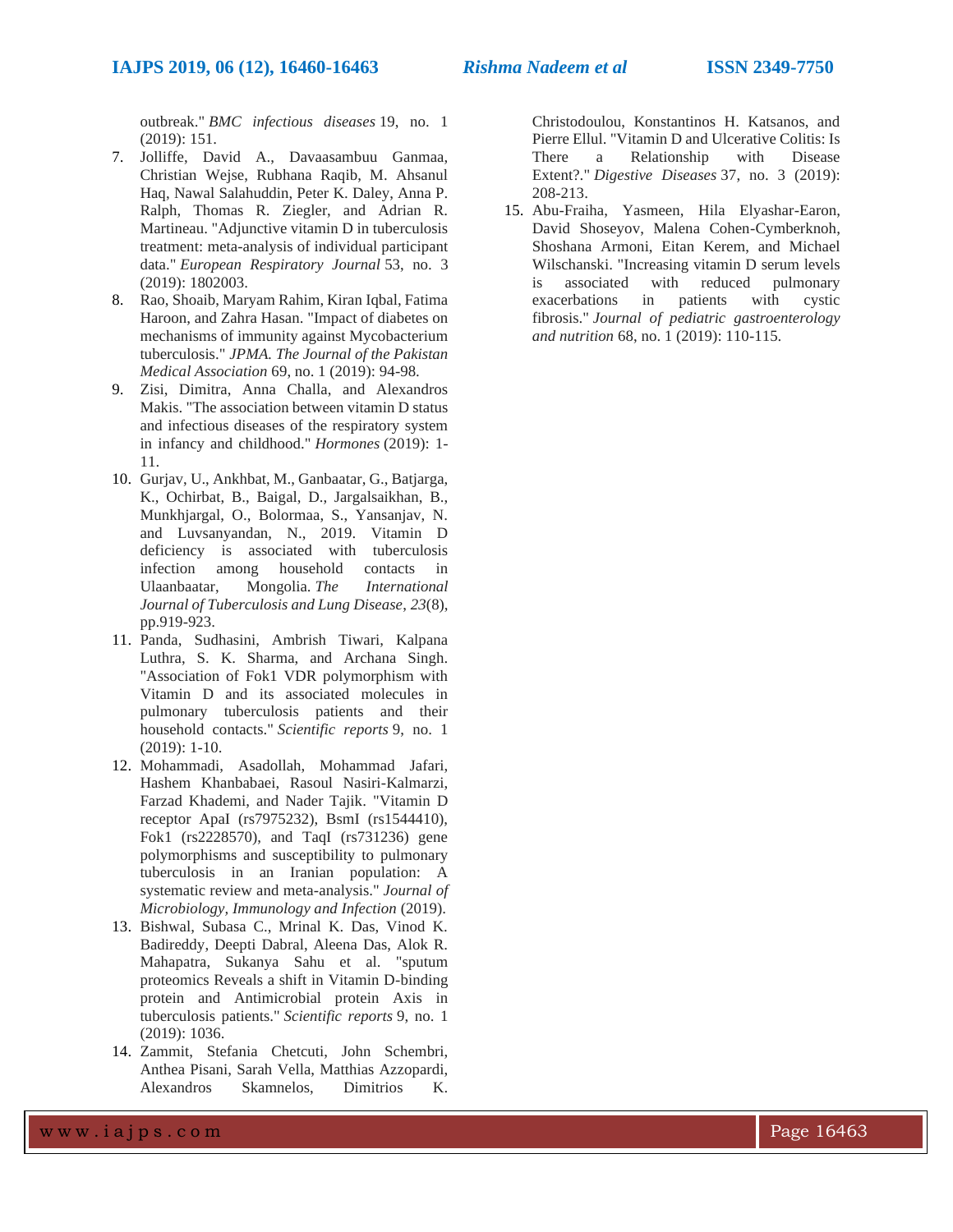outbreak." *BMC infectious diseases* 19, no. 1 (2019): 151.

7. Jolliffe, David A., Davaasambuu Ganmaa, Christian Wejse, Rubhana Raqib, M. Ahsanul Haq, Nawal Salahuddin, Peter K. Daley, Anna P. Ralph, Thomas R. Ziegler, and Adrian R. Martineau. "Adjunctive vitamin D in tuberculosis treatment: meta-analysis of individual participant data." *European Respiratory Journal* 53, no. 3 (2019): 1802003.
8. Rao, Shoaib, Maryam Rahim, Kiran Iqbal, Fatima Haroon, and Zahra Hasan. "Impact of diabetes on mechanisms of immunity against Mycobacterium tuberculosis." *JPMA. The Journal of the Pakistan Medical Association* 69, no. 1 (2019): 94-98.
9. Zisi, Dimitra, Anna Challa, and Alexandros Makis. "The association between vitamin D status and infectious diseases of the respiratory system in infancy and childhood." *Hormones* (2019): 1-11.
10. Gurjav, U., Ankhbat, M., Ganbaatar, G., Batjarga, K., Ochirbat, B., Baigal, D., Jargalsaikhan, B., Munkhjargal, O., Bolormaa, S., Yansanjav, N. and Luvsanyandan, N., 2019. Vitamin D deficiency is associated with tuberculosis infection among household contacts in Ulaanbaatar, Mongolia. *The International Journal of Tuberculosis and Lung Disease*, *23*(8), pp.919-923.
11. Panda, Sudhasini, Ambrish Tiwari, Kalpana Luthra, S. K. Sharma, and Archana Singh. "Association of Fok1 VDR polymorphism with Vitamin D and its associated molecules in pulmonary tuberculosis patients and their household contacts." *Scientific reports* 9, no. 1 (2019): 1-10.
12. Mohammadi, Asadollah, Mohammad Jafari, Hashem Khanbabaei, Rasoul Nasiri-Kalmarzi, Farzad Khademi, and Nader Tajik. "Vitamin D receptor ApaI (rs7975232), BsmI (rs1544410), Fok1 (rs2228570), and TaqI (rs731236) gene polymorphisms and susceptibility to pulmonary tuberculosis in an Iranian population: A systematic review and meta-analysis." *Journal of Microbiology, Immunology and Infection* (2019).
13. Bishwal, Subasa C., Mrinal K. Das, Vinod K. Badireddy, Deepti Dabral, Aleena Das, Alok R. Mahapatra, Sukanya Sahu et al. "sputum proteomics Reveals a shift in Vitamin D-binding protein and Antimicrobial protein Axis in tuberculosis patients." *Scientific reports* 9, no. 1 (2019): 1036.
14. Zammit, Stefania Chetcuti, John Schembri, Anthea Pisani, Sarah Vella, Matthias Azzopardi, Alexandros Skamnelos, Dimitrios K. Christodoulou, Konstantinos H. Katsanos, and Pierre Ellul. "Vitamin D and Ulcerative Colitis: Is There a Relationship with Disease Extent?." *Digestive Diseases* 37, no. 3 (2019): 208-213.
15. Abu-Fraiha, Yasmeen, Hila Elyashar-Earon, David Shoseyov, Malena Cohen-Cymberknoh, Shoshana Armoni, Eitan Kerem, and Michael Wilschanski. "Increasing vitamin D serum levels is associated with reduced pulmonary exacerbations in patients with cystic fibrosis." *Journal of pediatric gastroenterology and nutrition* 68, no. 1 (2019): 110-115.